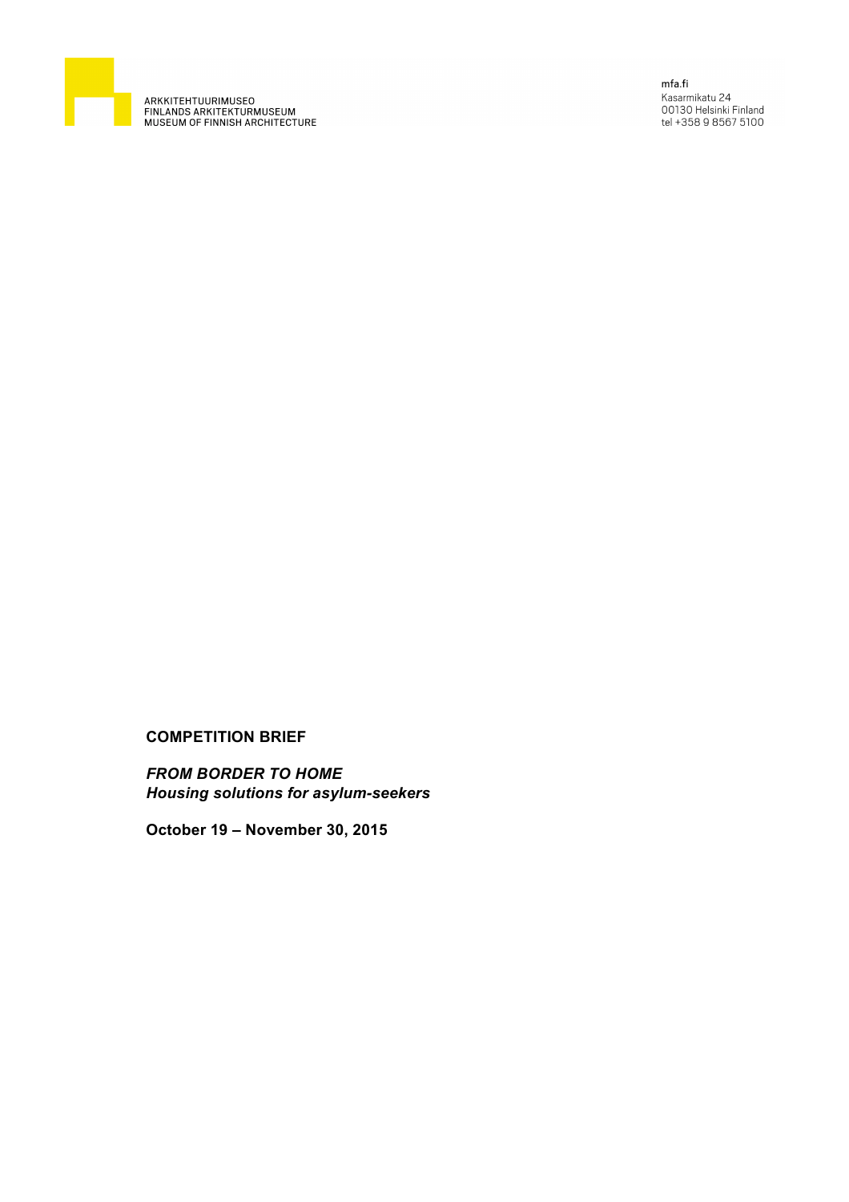ARKKITEHTUURIMUSEO
FINLANDS ARKITEKTURMUSEUM
MUSEUM OF FINNISH ARCHITECTURE

mfa.fi
Kasarmikatu 24
00130 Helsinki Finland
tel +358 9 8567 5100

**COMPETITION BRIEF**

***FROM BORDER TO HOME***
***Housing solutions for asylum-seekers***

**October 19 – November 30, 2015**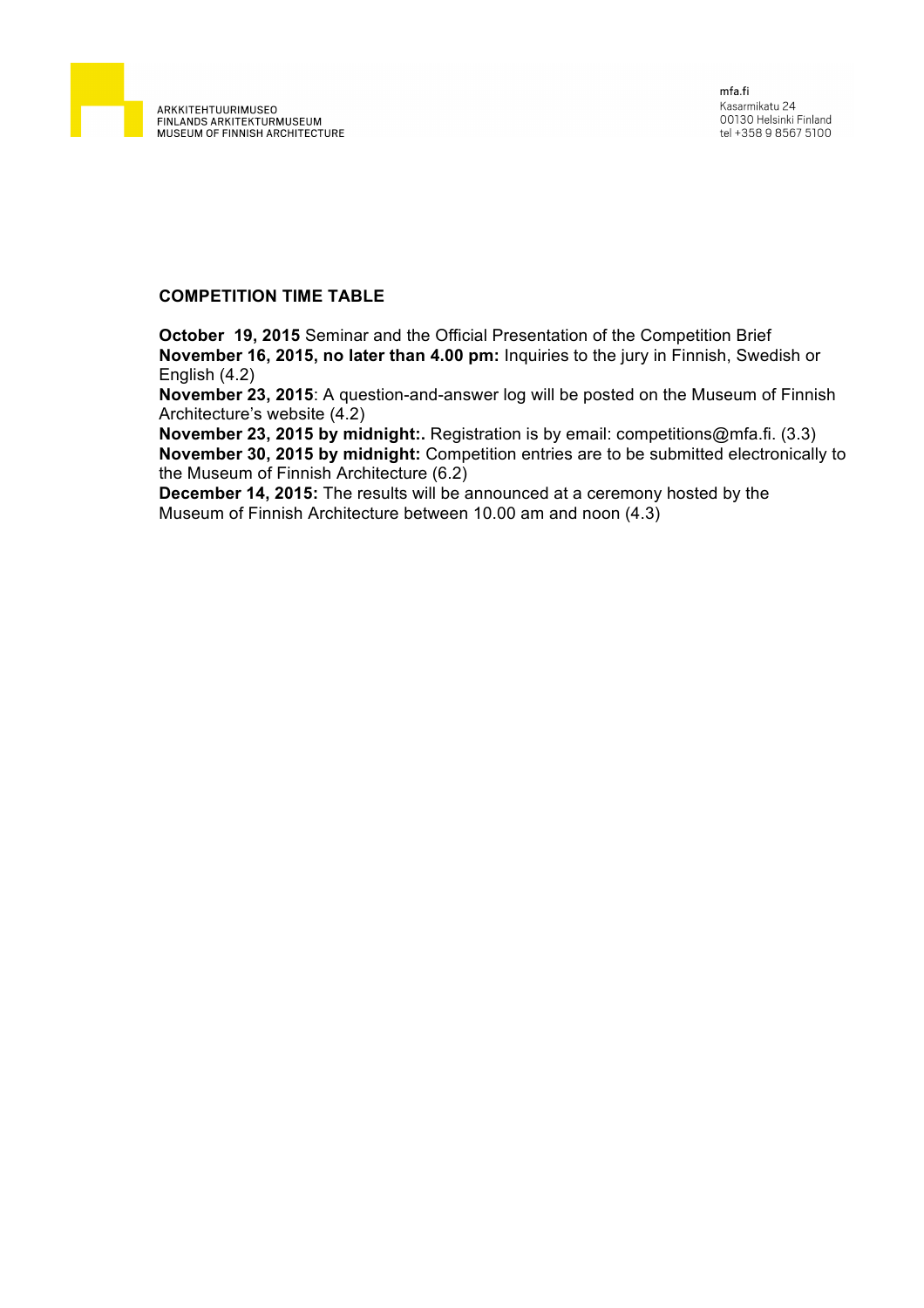## COMPETITION TIME TABLE

**October 19, 2015** Seminar and the Official Presentation of the Competition Brief
**November 16, 2015, no later than 4.00 pm:** Inquiries to the jury in Finnish, Swedish or English (4.2)
**November 23, 2015**: A question-and-answer log will be posted on the Museum of Finnish Architecture's website (4.2)
**November 23, 2015 by midnight:.** Registration is by email: competitions@mfa.fi. (3.3)
**November 30, 2015 by midnight:** Competition entries are to be submitted electronically to the Museum of Finnish Architecture (6.2)
**December 14, 2015:** The results will be announced at a ceremony hosted by the Museum of Finnish Architecture between 10.00 am and noon (4.3)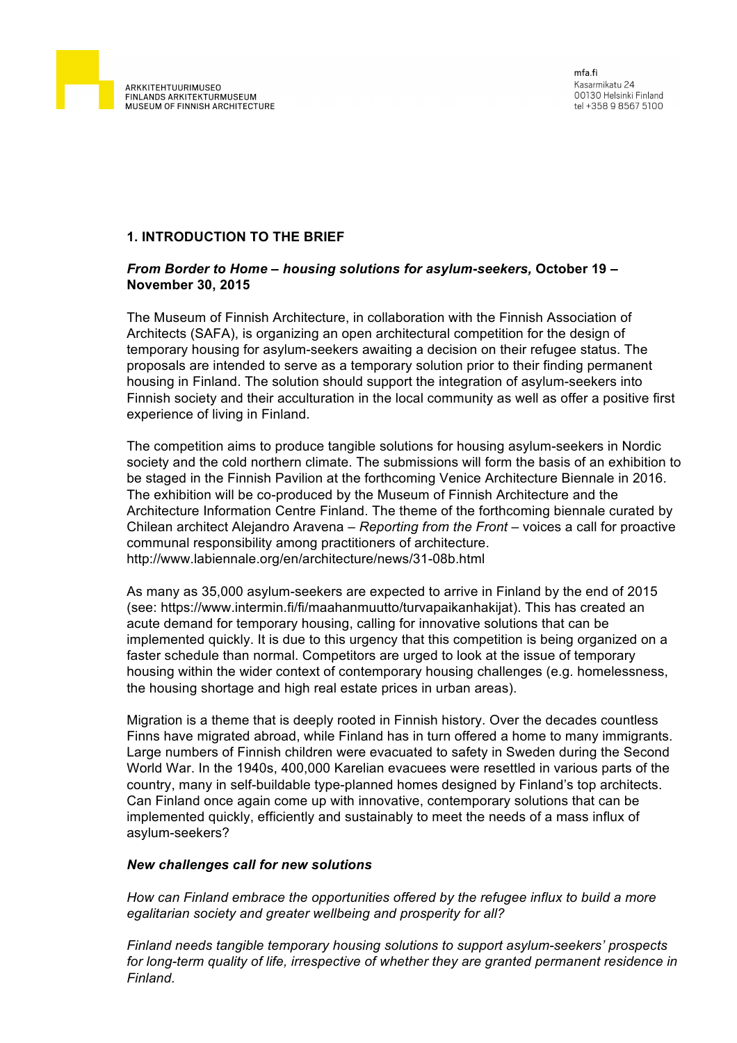## 1. INTRODUCTION TO THE BRIEF

***From Border to Home – housing solutions for asylum-seekers,* October 19 – November 30, 2015**

The Museum of Finnish Architecture, in collaboration with the Finnish Association of Architects (SAFA), is organizing an open architectural competition for the design of temporary housing for asylum-seekers awaiting a decision on their refugee status. The proposals are intended to serve as a temporary solution prior to their finding permanent housing in Finland. The solution should support the integration of asylum-seekers into Finnish society and their acculturation in the local community as well as offer a positive first experience of living in Finland.

The competition aims to produce tangible solutions for housing asylum-seekers in Nordic society and the cold northern climate. The submissions will form the basis of an exhibition to be staged in the Finnish Pavilion at the forthcoming Venice Architecture Biennale in 2016. The exhibition will be co-produced by the Museum of Finnish Architecture and the Architecture Information Centre Finland. The theme of the forthcoming biennale curated by Chilean architect Alejandro Aravena – *Reporting from the Front* – voices a call for proactive communal responsibility among practitioners of architecture.
http://www.labiennale.org/en/architecture/news/31-08b.html

As many as 35,000 asylum-seekers are expected to arrive in Finland by the end of 2015 (see: https://www.intermin.fi/fi/maahanmuutto/turvapaikanhakijat). This has created an acute demand for temporary housing, calling for innovative solutions that can be implemented quickly. It is due to this urgency that this competition is being organized on a faster schedule than normal. Competitors are urged to look at the issue of temporary housing within the wider context of contemporary housing challenges (e.g. homelessness, the housing shortage and high real estate prices in urban areas).

Migration is a theme that is deeply rooted in Finnish history. Over the decades countless Finns have migrated abroad, while Finland has in turn offered a home to many immigrants. Large numbers of Finnish children were evacuated to safety in Sweden during the Second World War. In the 1940s, 400,000 Karelian evacuees were resettled in various parts of the country, many in self-buildable type-planned homes designed by Finland's top architects. Can Finland once again come up with innovative, contemporary solutions that can be implemented quickly, efficiently and sustainably to meet the needs of a mass influx of asylum-seekers?

### *New challenges call for new solutions*

*How can Finland embrace the opportunities offered by the refugee influx to build a more egalitarian society and greater wellbeing and prosperity for all?*

*Finland needs tangible temporary housing solutions to support asylum-seekers' prospects for long-term quality of life, irrespective of whether they are granted permanent residence in Finland.*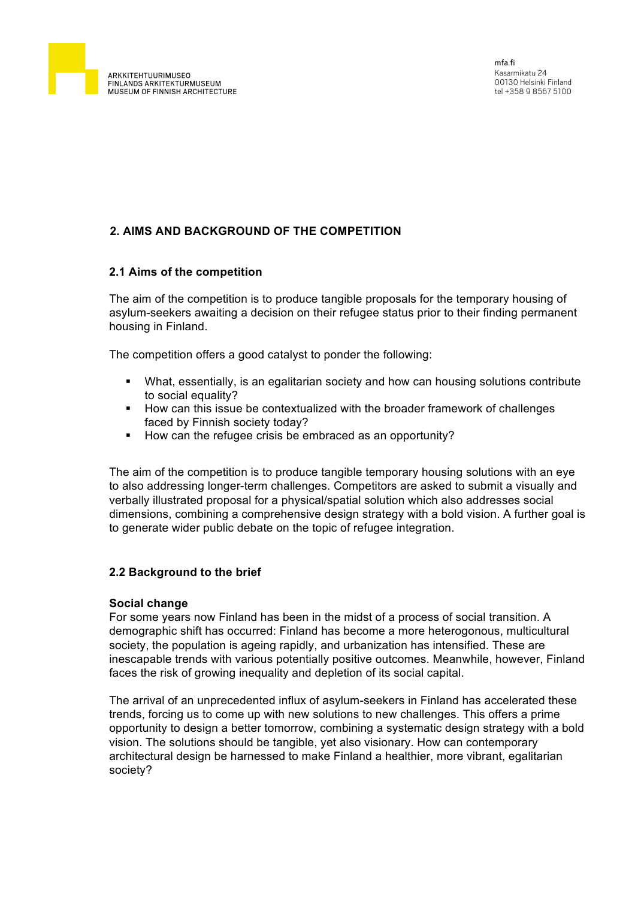## 2. AIMS AND BACKGROUND OF THE COMPETITION

### 2.1 Aims of the competition

The aim of the competition is to produce tangible proposals for the temporary housing of asylum-seekers awaiting a decision on their refugee status prior to their finding permanent housing in Finland.

The competition offers a good catalyst to ponder the following:

- What, essentially, is an egalitarian society and how can housing solutions contribute to social equality?
- How can this issue be contextualized with the broader framework of challenges faced by Finnish society today?
- How can the refugee crisis be embraced as an opportunity?

The aim of the competition is to produce tangible temporary housing solutions with an eye to also addressing longer-term challenges. Competitors are asked to submit a visually and verbally illustrated proposal for a physical/spatial solution which also addresses social dimensions, combining a comprehensive design strategy with a bold vision. A further goal is to generate wider public debate on the topic of refugee integration.

### 2.2 Background to the brief

**Social change**
For some years now Finland has been in the midst of a process of social transition. A demographic shift has occurred: Finland has become a more heterogonous, multicultural society, the population is ageing rapidly, and urbanization has intensified. These are inescapable trends with various potentially positive outcomes. Meanwhile, however, Finland faces the risk of growing inequality and depletion of its social capital.

The arrival of an unprecedented influx of asylum-seekers in Finland has accelerated these trends, forcing us to come up with new solutions to new challenges. This offers a prime opportunity to design a better tomorrow, combining a systematic design strategy with a bold vision. The solutions should be tangible, yet also visionary. How can contemporary architectural design be harnessed to make Finland a healthier, more vibrant, egalitarian society?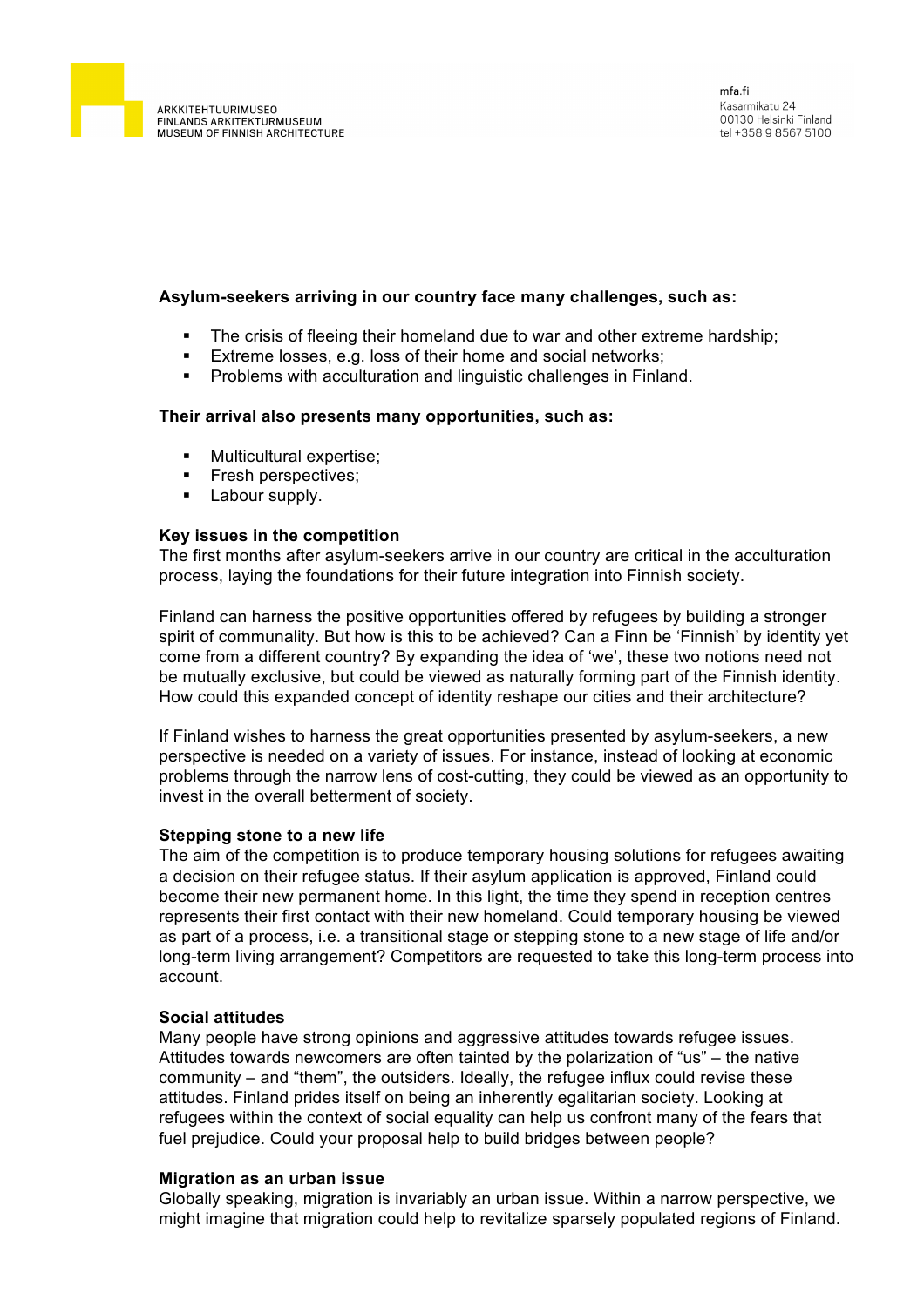**Asylum-seekers arriving in our country face many challenges, such as:**

- The crisis of fleeing their homeland due to war and other extreme hardship;
- Extreme losses, e.g. loss of their home and social networks;
- Problems with acculturation and linguistic challenges in Finland.

**Their arrival also presents many opportunities, such as:**

- Multicultural expertise;
- Fresh perspectives;
- Labour supply.

**Key issues in the competition**

The first months after asylum-seekers arrive in our country are critical in the acculturation process, laying the foundations for their future integration into Finnish society.

Finland can harness the positive opportunities offered by refugees by building a stronger spirit of communality. But how is this to be achieved? Can a Finn be 'Finnish' by identity yet come from a different country? By expanding the idea of 'we', these two notions need not be mutually exclusive, but could be viewed as naturally forming part of the Finnish identity. How could this expanded concept of identity reshape our cities and their architecture?

If Finland wishes to harness the great opportunities presented by asylum-seekers, a new perspective is needed on a variety of issues. For instance, instead of looking at economic problems through the narrow lens of cost-cutting, they could be viewed as an opportunity to invest in the overall betterment of society.

**Stepping stone to a new life**

The aim of the competition is to produce temporary housing solutions for refugees awaiting a decision on their refugee status. If their asylum application is approved, Finland could become their new permanent home. In this light, the time they spend in reception centres represents their first contact with their new homeland. Could temporary housing be viewed as part of a process, i.e. a transitional stage or stepping stone to a new stage of life and/or long-term living arrangement? Competitors are requested to take this long-term process into account.

**Social attitudes**

Many people have strong opinions and aggressive attitudes towards refugee issues. Attitudes towards newcomers are often tainted by the polarization of "us" – the native community – and "them", the outsiders. Ideally, the refugee influx could revise these attitudes. Finland prides itself on being an inherently egalitarian society. Looking at refugees within the context of social equality can help us confront many of the fears that fuel prejudice. Could your proposal help to build bridges between people?

**Migration as an urban issue**

Globally speaking, migration is invariably an urban issue. Within a narrow perspective, we might imagine that migration could help to revitalize sparsely populated regions of Finland.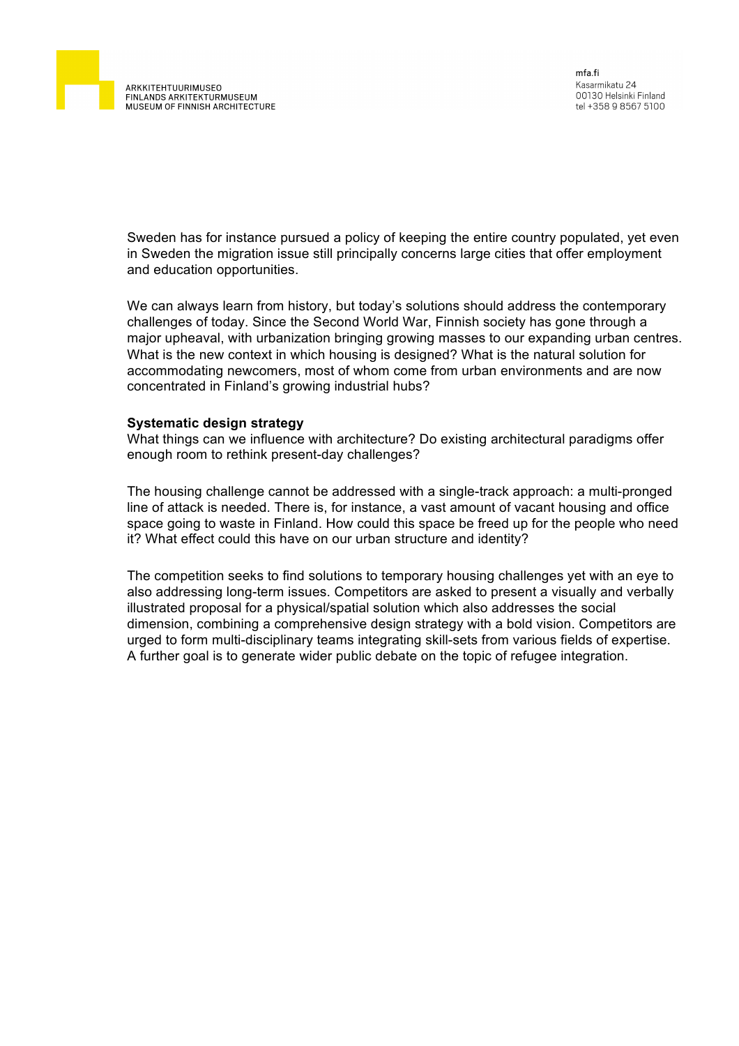Sweden has for instance pursued a policy of keeping the entire country populated, yet even in Sweden the migration issue still principally concerns large cities that offer employment and education opportunities.

We can always learn from history, but today's solutions should address the contemporary challenges of today. Since the Second World War, Finnish society has gone through a major upheaval, with urbanization bringing growing masses to our expanding urban centres. What is the new context in which housing is designed? What is the natural solution for accommodating newcomers, most of whom come from urban environments and are now concentrated in Finland's growing industrial hubs?

**Systematic design strategy**

What things can we influence with architecture? Do existing architectural paradigms offer enough room to rethink present-day challenges?

The housing challenge cannot be addressed with a single-track approach: a multi-pronged line of attack is needed. There is, for instance, a vast amount of vacant housing and office space going to waste in Finland. How could this space be freed up for the people who need it? What effect could this have on our urban structure and identity?

The competition seeks to find solutions to temporary housing challenges yet with an eye to also addressing long-term issues. Competitors are asked to present a visually and verbally illustrated proposal for a physical/spatial solution which also addresses the social dimension, combining a comprehensive design strategy with a bold vision. Competitors are urged to form multi-disciplinary teams integrating skill-sets from various fields of expertise. A further goal is to generate wider public debate on the topic of refugee integration.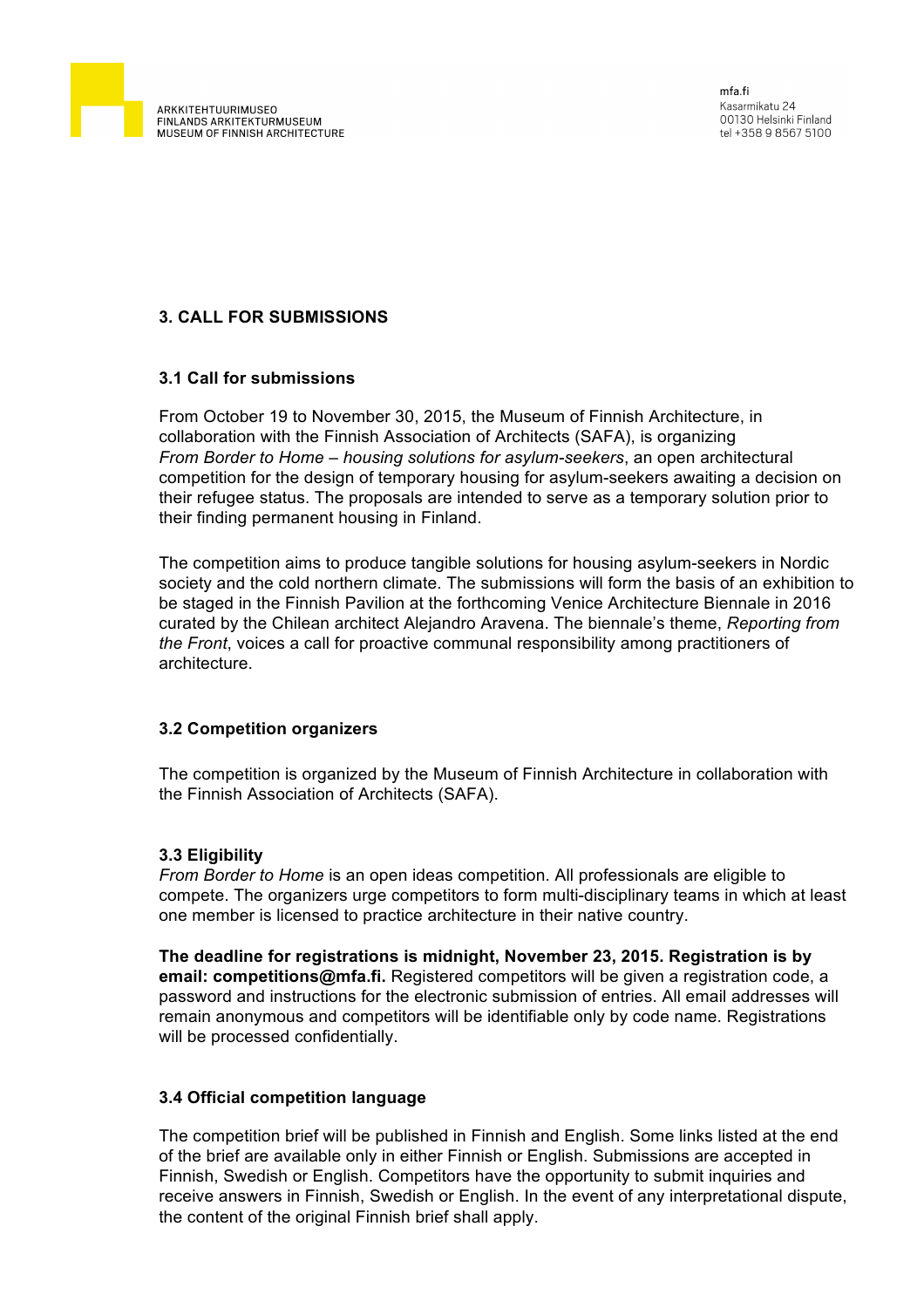## 3. CALL FOR SUBMISSIONS

### 3.1 Call for submissions

From October 19 to November 30, 2015, the Museum of Finnish Architecture, in collaboration with the Finnish Association of Architects (SAFA), is organizing *From Border to Home – housing solutions for asylum-seekers*, an open architectural competition for the design of temporary housing for asylum-seekers awaiting a decision on their refugee status. The proposals are intended to serve as a temporary solution prior to their finding permanent housing in Finland.

The competition aims to produce tangible solutions for housing asylum-seekers in Nordic society and the cold northern climate. The submissions will form the basis of an exhibition to be staged in the Finnish Pavilion at the forthcoming Venice Architecture Biennale in 2016 curated by the Chilean architect Alejandro Aravena. The biennale's theme, *Reporting from the Front*, voices a call for proactive communal responsibility among practitioners of architecture.

### 3.2 Competition organizers

The competition is organized by the Museum of Finnish Architecture in collaboration with the Finnish Association of Architects (SAFA).

### 3.3 Eligibility

*From Border to Home* is an open ideas competition. All professionals are eligible to compete. The organizers urge competitors to form multi-disciplinary teams in which at least one member is licensed to practice architecture in their native country.

**The deadline for registrations is midnight, November 23, 2015. Registration is by email: competitions@mfa.fi.** Registered competitors will be given a registration code, a password and instructions for the electronic submission of entries. All email addresses will remain anonymous and competitors will be identifiable only by code name. Registrations will be processed confidentially.

### 3.4 Official competition language

The competition brief will be published in Finnish and English. Some links listed at the end of the brief are available only in either Finnish or English. Submissions are accepted in Finnish, Swedish or English. Competitors have the opportunity to submit inquiries and receive answers in Finnish, Swedish or English. In the event of any interpretational dispute, the content of the original Finnish brief shall apply.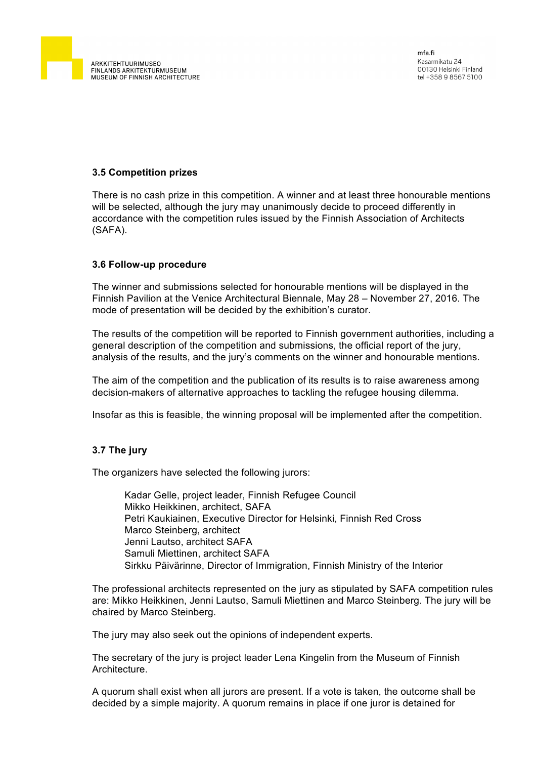### 3.5 Competition prizes

There is no cash prize in this competition. A winner and at least three honourable mentions will be selected, although the jury may unanimously decide to proceed differently in accordance with the competition rules issued by the Finnish Association of Architects (SAFA).

### 3.6 Follow-up procedure

The winner and submissions selected for honourable mentions will be displayed in the Finnish Pavilion at the Venice Architectural Biennale, May 28 – November 27, 2016. The mode of presentation will be decided by the exhibition's curator.

The results of the competition will be reported to Finnish government authorities, including a general description of the competition and submissions, the official report of the jury, analysis of the results, and the jury's comments on the winner and honourable mentions.

The aim of the competition and the publication of its results is to raise awareness among decision-makers of alternative approaches to tackling the refugee housing dilemma.

Insofar as this is feasible, the winning proposal will be implemented after the competition.

### 3.7 The jury

The organizers have selected the following jurors:

Kadar Gelle, project leader, Finnish Refugee Council  
Mikko Heikkinen, architect, SAFA  
Petri Kaukiainen, Executive Director for Helsinki, Finnish Red Cross  
Marco Steinberg, architect  
Jenni Lautso, architect SAFA  
Samuli Miettinen, architect SAFA  
Sirkku Päivärinne, Director of Immigration, Finnish Ministry of the Interior

The professional architects represented on the jury as stipulated by SAFA competition rules are: Mikko Heikkinen, Jenni Lautso, Samuli Miettinen and Marco Steinberg. The jury will be chaired by Marco Steinberg.

The jury may also seek out the opinions of independent experts.

The secretary of the jury is project leader Lena Kingelin from the Museum of Finnish Architecture.

A quorum shall exist when all jurors are present. If a vote is taken, the outcome shall be decided by a simple majority. A quorum remains in place if one juror is detained for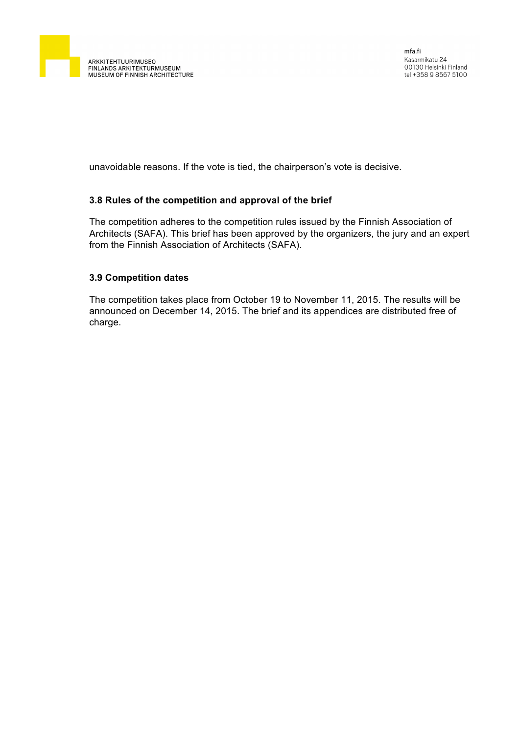unavoidable reasons. If the vote is tied, the chairperson's vote is decisive.

### 3.8 Rules of the competition and approval of the brief

The competition adheres to the competition rules issued by the Finnish Association of Architects (SAFA). This brief has been approved by the organizers, the jury and an expert from the Finnish Association of Architects (SAFA).

### 3.9 Competition dates

The competition takes place from October 19 to November 11, 2015. The results will be announced on December 14, 2015. The brief and its appendices are distributed free of charge.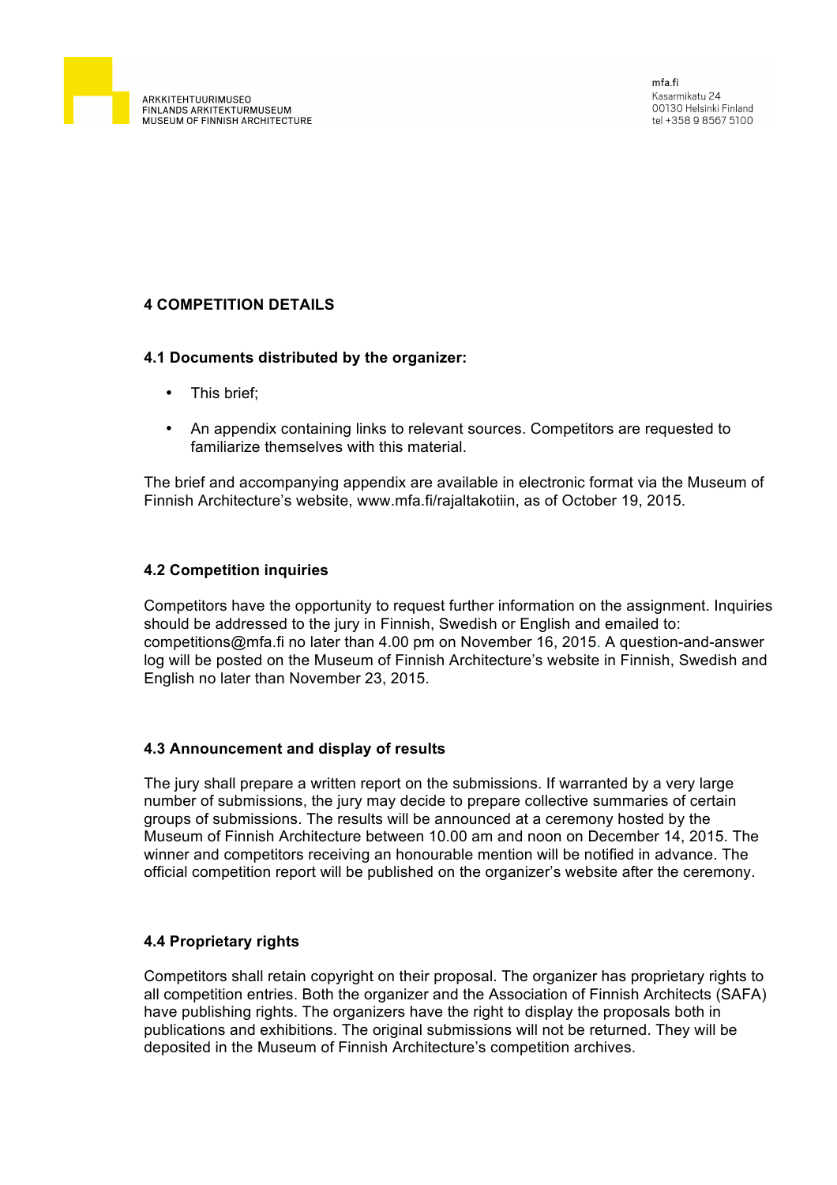## 4 COMPETITION DETAILS

### 4.1 Documents distributed by the organizer:

- This brief;
- An appendix containing links to relevant sources. Competitors are requested to familiarize themselves with this material.

The brief and accompanying appendix are available in electronic format via the Museum of Finnish Architecture's website, www.mfa.fi/rajaltakotiin, as of October 19, 2015.

### 4.2 Competition inquiries

Competitors have the opportunity to request further information on the assignment. Inquiries should be addressed to the jury in Finnish, Swedish or English and emailed to: competitions@mfa.fi no later than 4.00 pm on November 16, 2015. A question-and-answer log will be posted on the Museum of Finnish Architecture's website in Finnish, Swedish and English no later than November 23, 2015.

### 4.3 Announcement and display of results

The jury shall prepare a written report on the submissions. If warranted by a very large number of submissions, the jury may decide to prepare collective summaries of certain groups of submissions. The results will be announced at a ceremony hosted by the Museum of Finnish Architecture between 10.00 am and noon on December 14, 2015. The winner and competitors receiving an honourable mention will be notified in advance. The official competition report will be published on the organizer's website after the ceremony.

### 4.4 Proprietary rights

Competitors shall retain copyright on their proposal. The organizer has proprietary rights to all competition entries. Both the organizer and the Association of Finnish Architects (SAFA) have publishing rights. The organizers have the right to display the proposals both in publications and exhibitions. The original submissions will not be returned. They will be deposited in the Museum of Finnish Architecture's competition archives.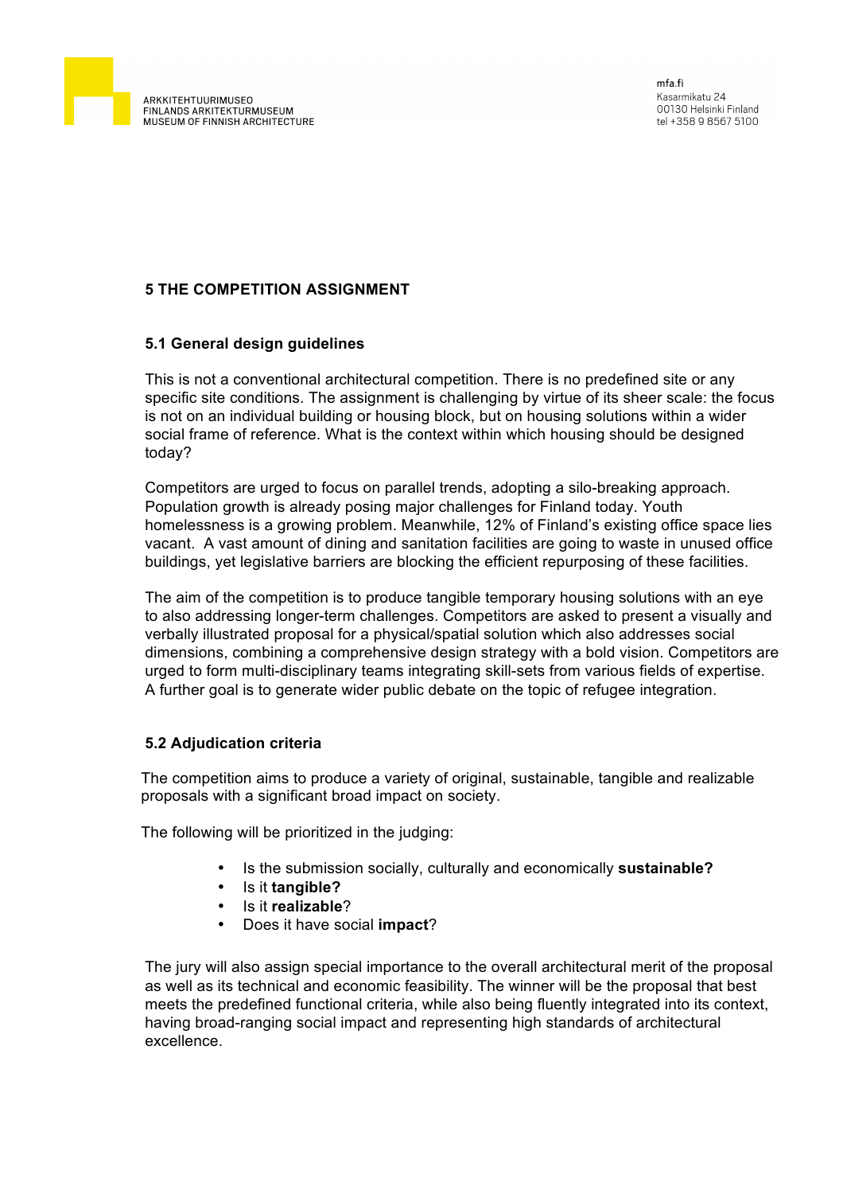## 5 THE COMPETITION ASSIGNMENT

### 5.1 General design guidelines

This is not a conventional architectural competition. There is no predefined site or any specific site conditions. The assignment is challenging by virtue of its sheer scale: the focus is not on an individual building or housing block, but on housing solutions within a wider social frame of reference. What is the context within which housing should be designed today?

Competitors are urged to focus on parallel trends, adopting a silo-breaking approach. Population growth is already posing major challenges for Finland today. Youth homelessness is a growing problem. Meanwhile, 12% of Finland's existing office space lies vacant. A vast amount of dining and sanitation facilities are going to waste in unused office buildings, yet legislative barriers are blocking the efficient repurposing of these facilities.

The aim of the competition is to produce tangible temporary housing solutions with an eye to also addressing longer-term challenges. Competitors are asked to present a visually and verbally illustrated proposal for a physical/spatial solution which also addresses social dimensions, combining a comprehensive design strategy with a bold vision. Competitors are urged to form multi-disciplinary teams integrating skill-sets from various fields of expertise. A further goal is to generate wider public debate on the topic of refugee integration.

### 5.2 Adjudication criteria

The competition aims to produce a variety of original, sustainable, tangible and realizable proposals with a significant broad impact on society.

The following will be prioritized in the judging:

- Is the submission socially, culturally and economically **sustainable?**
- Is it **tangible?**
- Is it **realizable**?
- Does it have social **impact**?

The jury will also assign special importance to the overall architectural merit of the proposal as well as its technical and economic feasibility. The winner will be the proposal that best meets the predefined functional criteria, while also being fluently integrated into its context, having broad-ranging social impact and representing high standards of architectural excellence.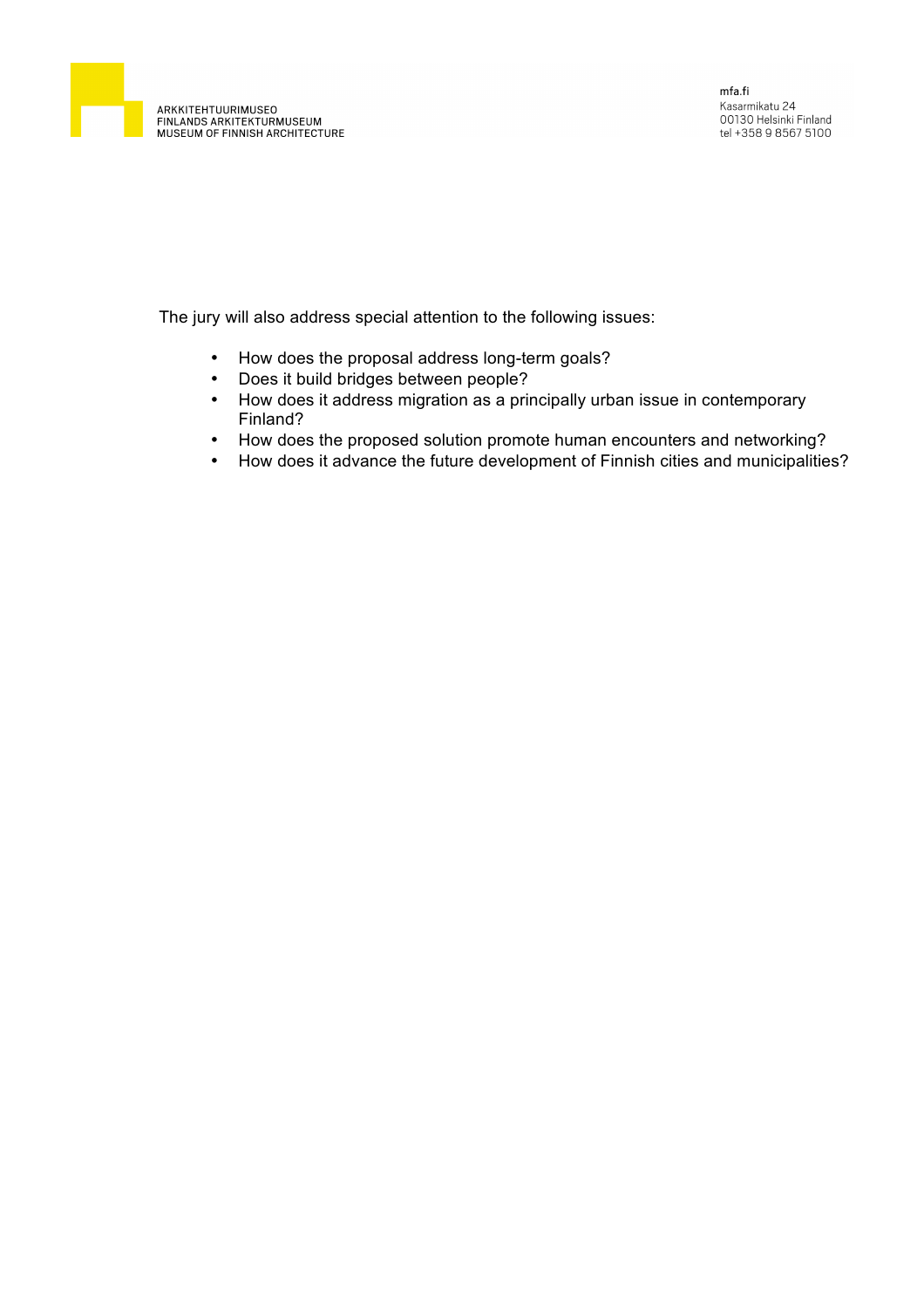The jury will also address special attention to the following issues:

- How does the proposal address long-term goals?
- Does it build bridges between people?
- How does it address migration as a principally urban issue in contemporary Finland?
- How does the proposed solution promote human encounters and networking?
- How does it advance the future development of Finnish cities and municipalities?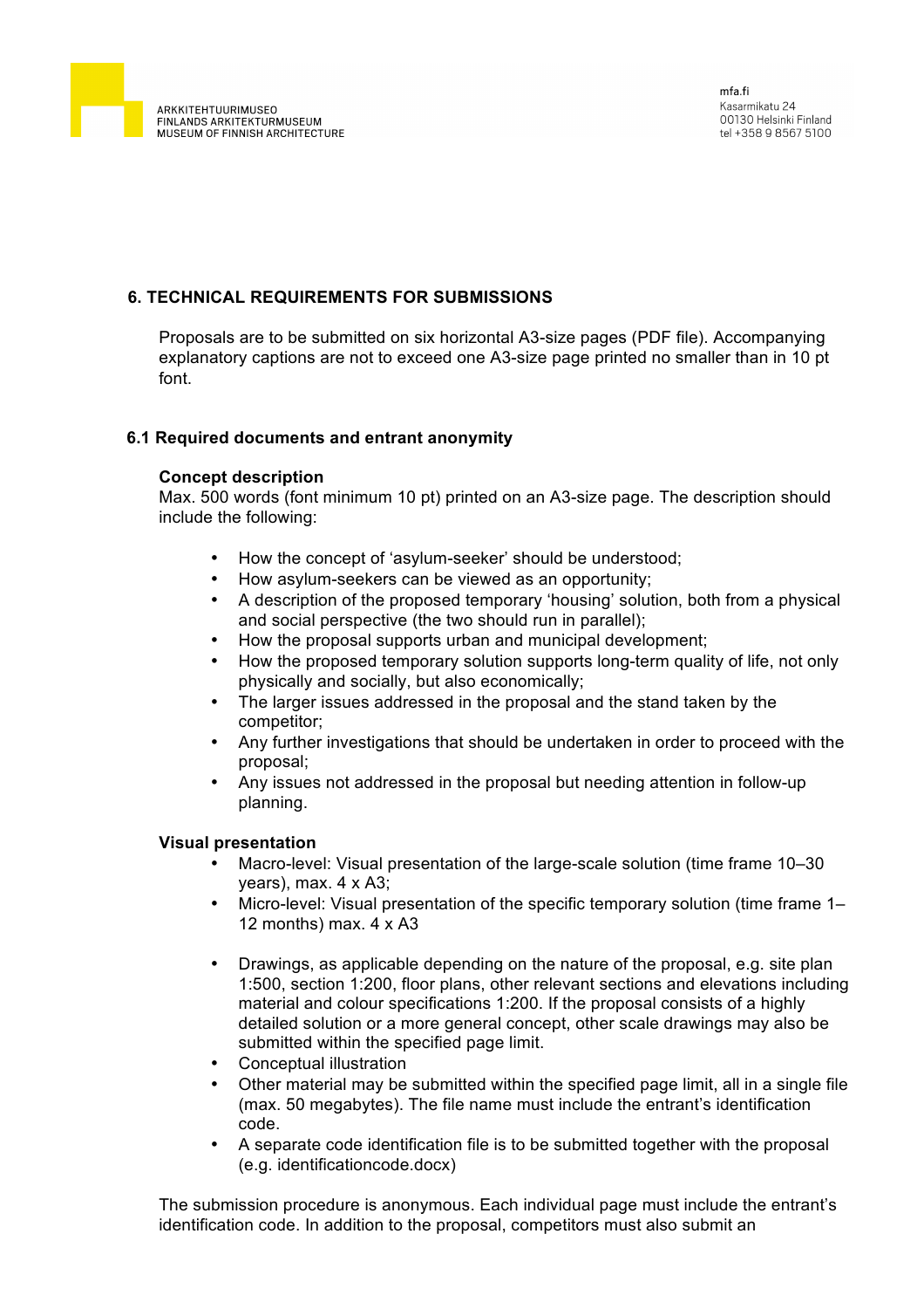## 6. TECHNICAL REQUIREMENTS FOR SUBMISSIONS

Proposals are to be submitted on six horizontal A3-size pages (PDF file). Accompanying explanatory captions are not to exceed one A3-size page printed no smaller than in 10 pt font.

### 6.1 Required documents and entrant anonymity

**Concept description**
Max. 500 words (font minimum 10 pt) printed on an A3-size page. The description should include the following:

- How the concept of 'asylum-seeker' should be understood;
- How asylum-seekers can be viewed as an opportunity;
- A description of the proposed temporary 'housing' solution, both from a physical and social perspective (the two should run in parallel);
- How the proposal supports urban and municipal development;
- How the proposed temporary solution supports long-term quality of life, not only physically and socially, but also economically;
- The larger issues addressed in the proposal and the stand taken by the competitor;
- Any further investigations that should be undertaken in order to proceed with the proposal;
- Any issues not addressed in the proposal but needing attention in follow-up planning.

**Visual presentation**

- Macro-level: Visual presentation of the large-scale solution (time frame 10–30 years), max. 4 x A3;
- Micro-level: Visual presentation of the specific temporary solution (time frame 1–12 months) max. 4 x A3

- Drawings, as applicable depending on the nature of the proposal, e.g. site plan 1:500, section 1:200, floor plans, other relevant sections and elevations including material and colour specifications 1:200. If the proposal consists of a highly detailed solution or a more general concept, other scale drawings may also be submitted within the specified page limit.
- Conceptual illustration
- Other material may be submitted within the specified page limit, all in a single file (max. 50 megabytes). The file name must include the entrant's identification code.
- A separate code identification file is to be submitted together with the proposal (e.g. identificationcode.docx)

The submission procedure is anonymous. Each individual page must include the entrant's identification code. In addition to the proposal, competitors must also submit an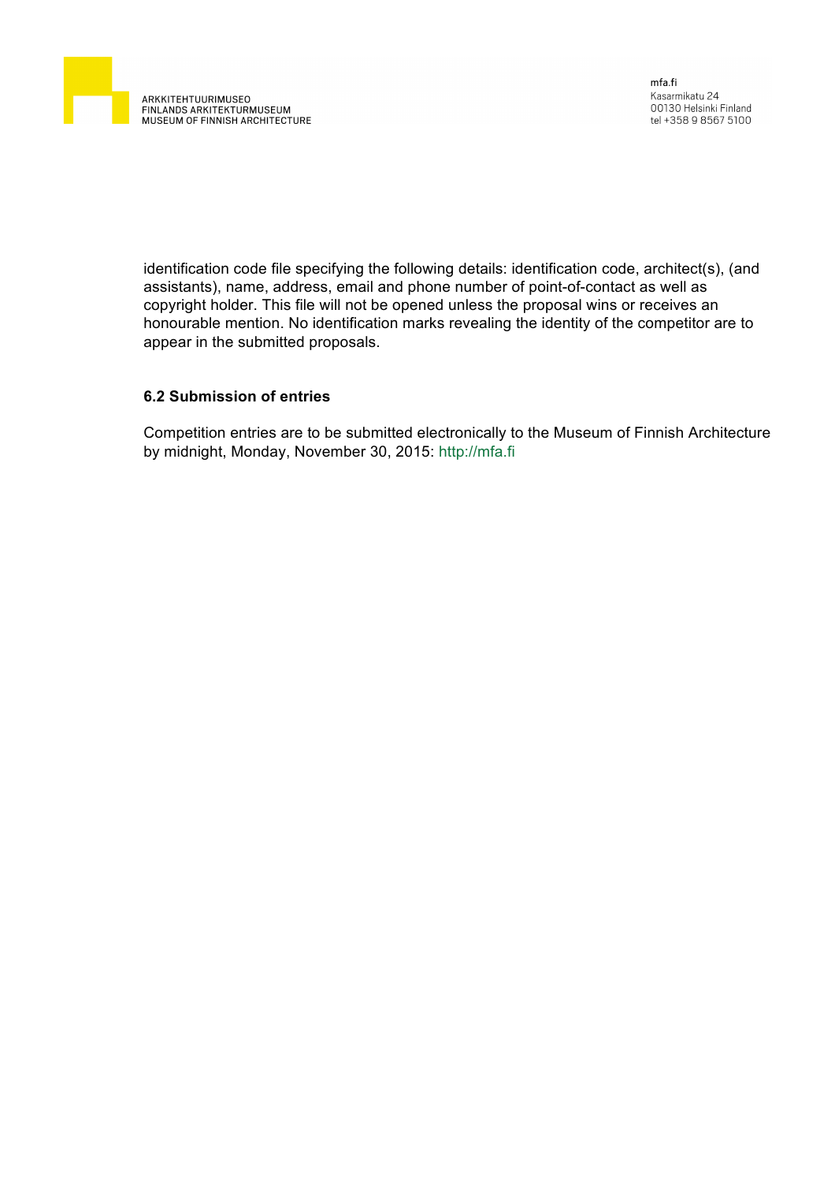identification code file specifying the following details: identification code, architect(s), (and assistants), name, address, email and phone number of point-of-contact as well as copyright holder. This file will not be opened unless the proposal wins or receives an honourable mention. No identification marks revealing the identity of the competitor are to appear in the submitted proposals.

### 6.2 Submission of entries

Competition entries are to be submitted electronically to the Museum of Finnish Architecture by midnight, Monday, November 30, 2015: http://mfa.fi